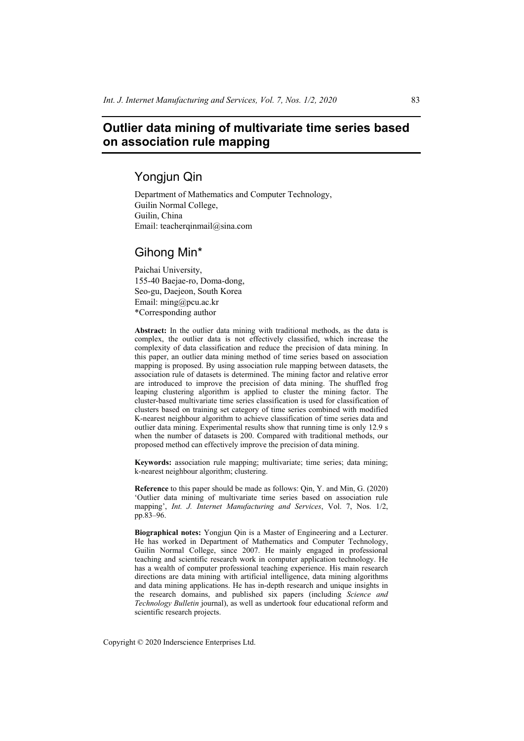# Outlier data mining of multivariate time series based on association rule mapping

## Yongjun Qin

Department of Mathematics and Computer Technology,
Guilin Normal College,
Guilin, China
Email: teacherqinmail@sina.com

## Gihong Min*

Paichai University,
155-40 Baejae-ro, Doma-dong,
Seo-gu, Daejeon, South Korea
Email: ming@pcu.ac.kr
*Corresponding author

**Abstract:** In the outlier data mining with traditional methods, as the data is complex, the outlier data is not effectively classified, which increase the complexity of data classification and reduce the precision of data mining. In this paper, an outlier data mining method of time series based on association mapping is proposed. By using association rule mapping between datasets, the association rule of datasets is determined. The mining factor and relative error are introduced to improve the precision of data mining. The shuffled frog leaping clustering algorithm is applied to cluster the mining factor. The cluster-based multivariate time series classification is used for classification of clusters based on training set category of time series combined with modified K-nearest neighbour algorithm to achieve classification of time series data and outlier data mining. Experimental results show that running time is only 12.9 s when the number of datasets is 200. Compared with traditional methods, our proposed method can effectively improve the precision of data mining.

**Keywords:** association rule mapping; multivariate; time series; data mining; k-nearest neighbour algorithm; clustering.

**Reference** to this paper should be made as follows: Qin, Y. and Min, G. (2020) 'Outlier data mining of multivariate time series based on association rule mapping', *Int. J. Internet Manufacturing and Services*, Vol. 7, Nos. 1/2, pp.83–96.

**Biographical notes:** Yongjun Qin is a Master of Engineering and a Lecturer. He has worked in Department of Mathematics and Computer Technology, Guilin Normal College, since 2007. He mainly engaged in professional teaching and scientific research work in computer application technology. He has a wealth of computer professional teaching experience. His main research directions are data mining with artificial intelligence, data mining algorithms and data mining applications. He has in-depth research and unique insights in the research domains, and published six papers (including *Science and Technology Bulletin* journal), as well as undertook four educational reform and scientific research projects.

Copyright © 2020 Inderscience Enterprises Ltd.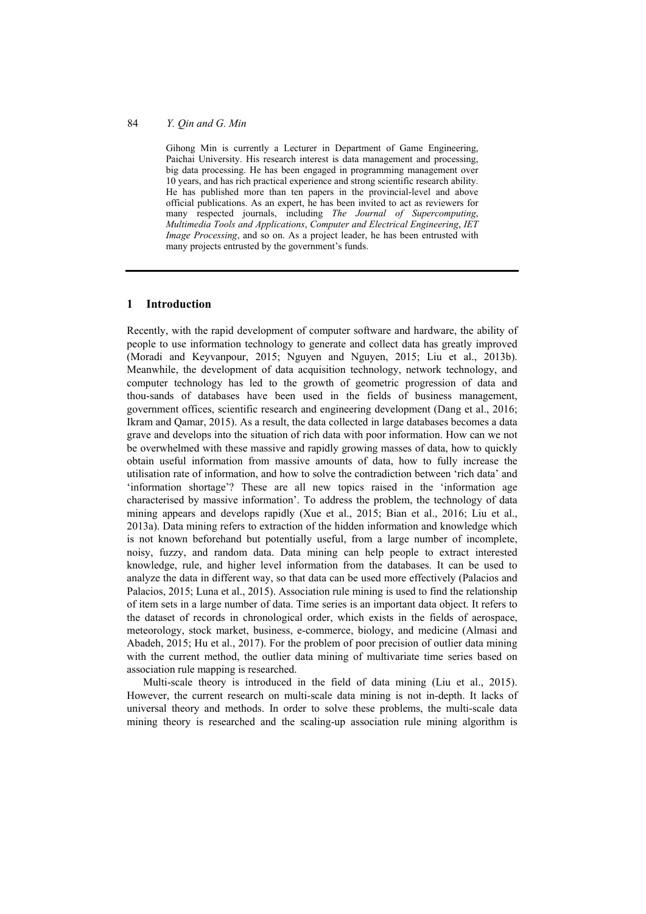Gihong Min is currently a Lecturer in Department of Game Engineering, Paichai University. His research interest is data management and processing, big data processing. He has been engaged in programming management over 10 years, and has rich practical experience and strong scientific research ability. He has published more than ten papers in the provincial-level and above official publications. As an expert, he has been invited to act as reviewers for many respected journals, including *The Journal of Supercomputing*, *Multimedia Tools and Applications*, *Computer and Electrical Engineering*, *IET Image Processing*, and so on. As a project leader, he has been entrusted with many projects entrusted by the government's funds.

## 1 Introduction

Recently, with the rapid development of computer software and hardware, the ability of people to use information technology to generate and collect data has greatly improved (Moradi and Keyvanpour, 2015; Nguyen and Nguyen, 2015; Liu et al., 2013b). Meanwhile, the development of data acquisition technology, network technology, and computer technology has led to the growth of geometric progression of data and thou-sands of databases have been used in the fields of business management, government offices, scientific research and engineering development (Dang et al., 2016; Ikram and Qamar, 2015). As a result, the data collected in large databases becomes a data grave and develops into the situation of rich data with poor information. How can we not be overwhelmed with these massive and rapidly growing masses of data, how to quickly obtain useful information from massive amounts of data, how to fully increase the utilisation rate of information, and how to solve the contradiction between 'rich data' and 'information shortage'? These are all new topics raised in the 'information age characterised by massive information'. To address the problem, the technology of data mining appears and develops rapidly (Xue et al., 2015; Bian et al., 2016; Liu et al., 2013a). Data mining refers to extraction of the hidden information and knowledge which is not known beforehand but potentially useful, from a large number of incomplete, noisy, fuzzy, and random data. Data mining can help people to extract interested knowledge, rule, and higher level information from the databases. It can be used to analyze the data in different way, so that data can be used more effectively (Palacios and Palacios, 2015; Luna et al., 2015). Association rule mining is used to find the relationship of item sets in a large number of data. Time series is an important data object. It refers to the dataset of records in chronological order, which exists in the fields of aerospace, meteorology, stock market, business, e-commerce, biology, and medicine (Almasi and Abadeh, 2015; Hu et al., 2017). For the problem of poor precision of outlier data mining with the current method, the outlier data mining of multivariate time series based on association rule mapping is researched.

Multi-scale theory is introduced in the field of data mining (Liu et al., 2015). However, the current research on multi-scale data mining is not in-depth. It lacks of universal theory and methods. In order to solve these problems, the multi-scale data mining theory is researched and the scaling-up association rule mining algorithm is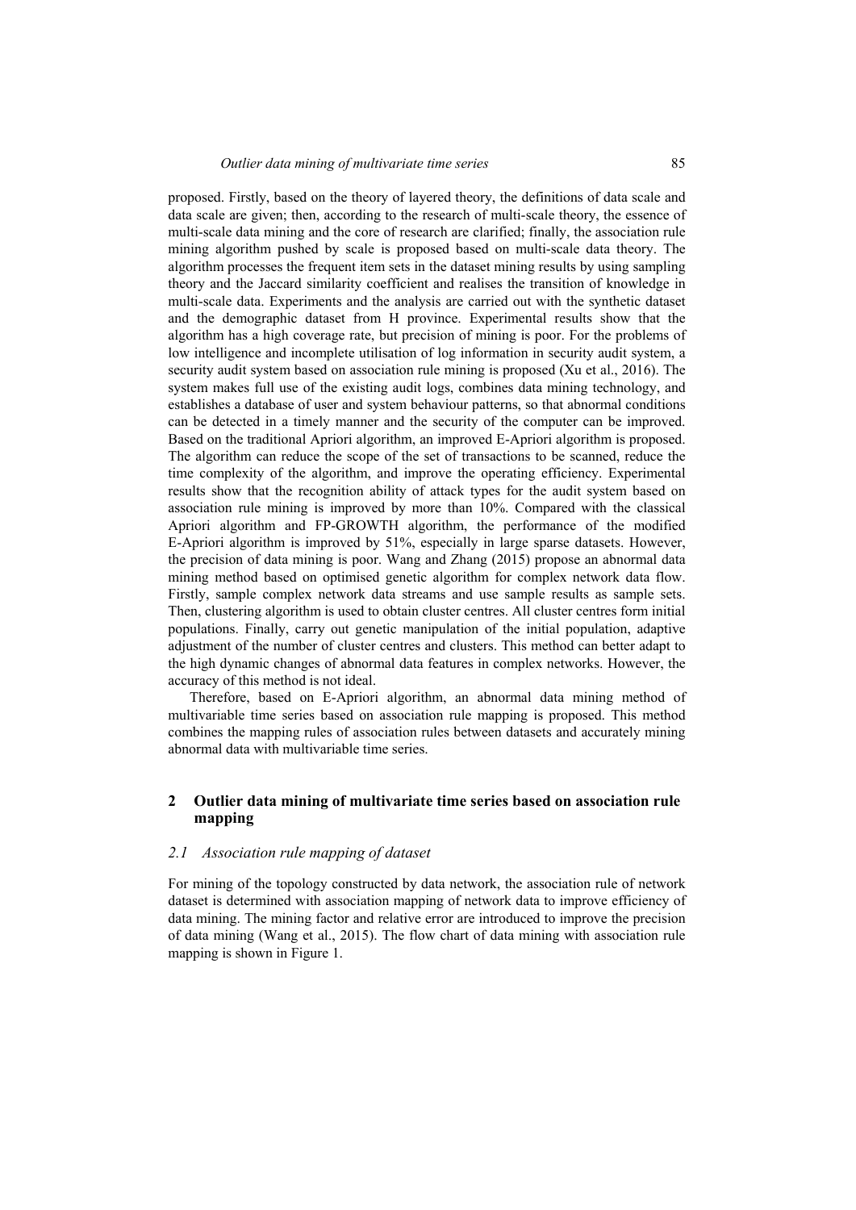proposed. Firstly, based on the theory of layered theory, the definitions of data scale and data scale are given; then, according to the research of multi-scale theory, the essence of multi-scale data mining and the core of research are clarified; finally, the association rule mining algorithm pushed by scale is proposed based on multi-scale data theory. The algorithm processes the frequent item sets in the dataset mining results by using sampling theory and the Jaccard similarity coefficient and realises the transition of knowledge in multi-scale data. Experiments and the analysis are carried out with the synthetic dataset and the demographic dataset from H province. Experimental results show that the algorithm has a high coverage rate, but precision of mining is poor. For the problems of low intelligence and incomplete utilisation of log information in security audit system, a security audit system based on association rule mining is proposed (Xu et al., 2016). The system makes full use of the existing audit logs, combines data mining technology, and establishes a database of user and system behaviour patterns, so that abnormal conditions can be detected in a timely manner and the security of the computer can be improved. Based on the traditional Apriori algorithm, an improved E-Apriori algorithm is proposed. The algorithm can reduce the scope of the set of transactions to be scanned, reduce the time complexity of the algorithm, and improve the operating efficiency. Experimental results show that the recognition ability of attack types for the audit system based on association rule mining is improved by more than 10%. Compared with the classical Apriori algorithm and FP-GROWTH algorithm, the performance of the modified E-Apriori algorithm is improved by 51%, especially in large sparse datasets. However, the precision of data mining is poor. Wang and Zhang (2015) propose an abnormal data mining method based on optimised genetic algorithm for complex network data flow. Firstly, sample complex network data streams and use sample results as sample sets. Then, clustering algorithm is used to obtain cluster centres. All cluster centres form initial populations. Finally, carry out genetic manipulation of the initial population, adaptive adjustment of the number of cluster centres and clusters. This method can better adapt to the high dynamic changes of abnormal data features in complex networks. However, the accuracy of this method is not ideal.

Therefore, based on E-Apriori algorithm, an abnormal data mining method of multivariable time series based on association rule mapping is proposed. This method combines the mapping rules of association rules between datasets and accurately mining abnormal data with multivariable time series.

## 2 Outlier data mining of multivariate time series based on association rule mapping

### *2.1 Association rule mapping of dataset*

For mining of the topology constructed by data network, the association rule of network dataset is determined with association mapping of network data to improve efficiency of data mining. The mining factor and relative error are introduced to improve the precision of data mining (Wang et al., 2015). The flow chart of data mining with association rule mapping is shown in Figure 1.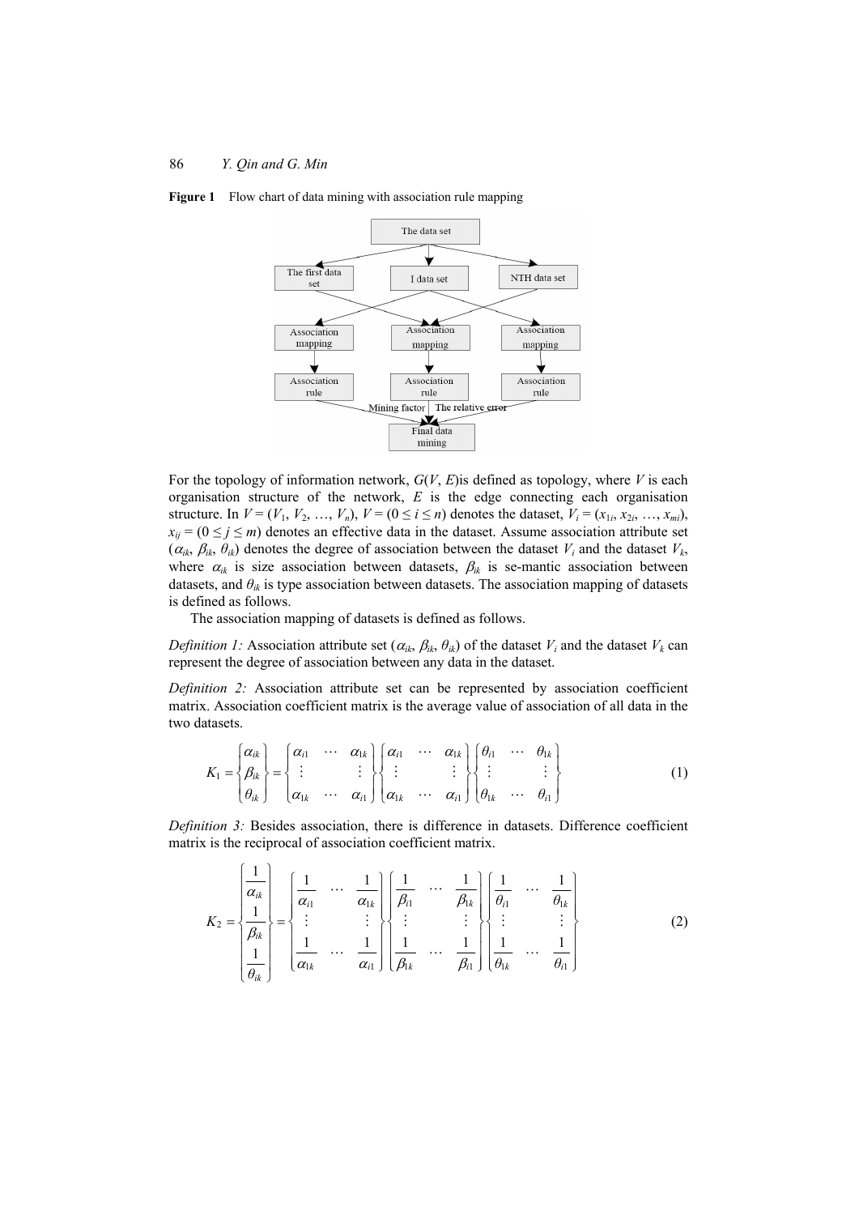**Figure 1** Flow chart of data mining with association rule mapping

For the topology of information network, $G(V, E)$is defined as topology, where $V$ is each organisation structure of the network, $E$ is the edge connecting each organisation structure. In $V = (V_1, V_2, \ldots, V_n)$, $V = (0 \le i \le n)$ denotes the dataset, $V_i = (x_{1i}, x_{2i}, \ldots, x_{mi})$, $x_{ij} = (0 \le j \le m)$ denotes an effective data in the dataset. Assume association attribute set $(\alpha_{ik}, \beta_{ik}, \theta_{ik})$ denotes the degree of association between the dataset $V_i$ and the dataset $V_k$, where $\alpha_{ik}$ is size association between datasets, $\beta_{ik}$ is se-mantic association between datasets, and $\theta_{ik}$ is type association between datasets. The association mapping of datasets is defined as follows.

The association mapping of datasets is defined as follows.

*Definition 1:* Association attribute set $(\alpha_{ik}, \beta_{ik}, \theta_{ik})$ of the dataset $V_i$ and the dataset $V_k$ can represent the degree of association between any data in the dataset.

*Definition 2:* Association attribute set can be represented by association coefficient matrix. Association coefficient matrix is the average value of association of all data in the two datasets.

$$K_1 = \begin{Bmatrix} \alpha_{ik} \\ \beta_{ik} \\ \theta_{ik} \end{Bmatrix} = \begin{Bmatrix} \begin{bmatrix} \alpha_{i1} & \cdots & \alpha_{1k} \\ \vdots & & \vdots \\ \alpha_{1k} & \cdots & \alpha_{i1} \end{bmatrix} \begin{bmatrix} \alpha_{i1} & \cdots & \alpha_{1k} \\ \vdots & & \vdots \\ \alpha_{1k} & \cdots & \alpha_{i1} \end{bmatrix} \begin{bmatrix} \theta_{i1} & \cdots & \theta_{1k} \\ \vdots & & \vdots \\ \theta_{1k} & \cdots & \theta_{i1} \end{bmatrix} \end{Bmatrix} \tag{1}$$

*Definition 3:* Besides association, there is difference in datasets. Difference coefficient matrix is the reciprocal of association coefficient matrix.

$$K_2 = \begin{Bmatrix} \dfrac{1}{\alpha_{ik}} \\ \dfrac{1}{\beta_{ik}} \\ \dfrac{1}{\theta_{ik}} \end{Bmatrix} = \begin{Bmatrix} \begin{bmatrix} \dfrac{1}{\alpha_{i1}} & \cdots & \dfrac{1}{\alpha_{1k}} \\ \vdots & & \vdots \\ \dfrac{1}{\alpha_{1k}} & \cdots & \dfrac{1}{\alpha_{i1}} \end{bmatrix} \begin{bmatrix} \dfrac{1}{\beta_{i1}} & \cdots & \dfrac{1}{\beta_{1k}} \\ \vdots & & \vdots \\ \dfrac{1}{\beta_{1k}} & \cdots & \dfrac{1}{\beta_{i1}} \end{bmatrix} \begin{bmatrix} \dfrac{1}{\theta_{i1}} & \cdots & \dfrac{1}{\theta_{1k}} \\ \vdots & & \vdots \\ \dfrac{1}{\theta_{1k}} & \cdots & \dfrac{1}{\theta_{i1}} \end{bmatrix} \end{Bmatrix} \tag{2}$$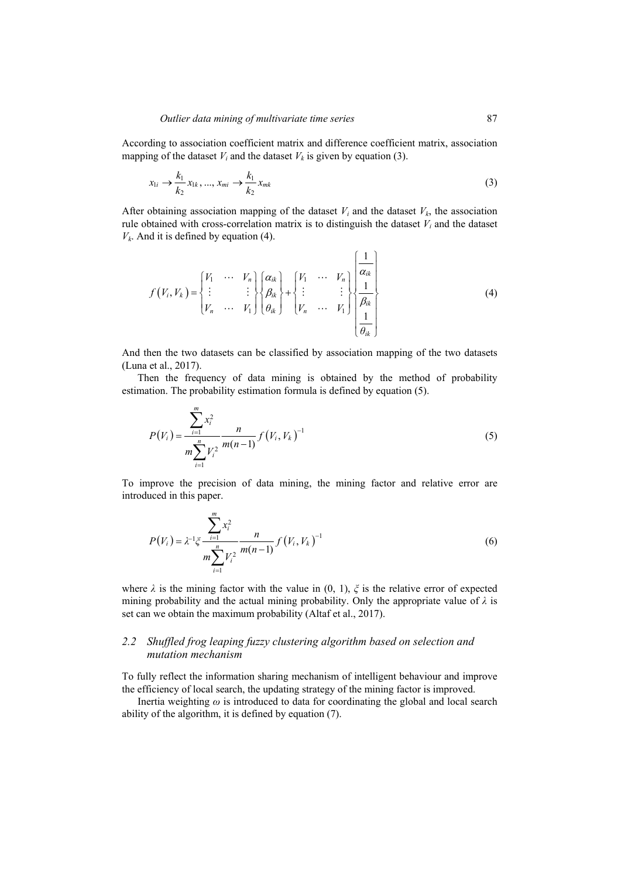According to association coefficient matrix and difference coefficient matrix, association mapping of the dataset $V_i$ and the dataset $V_k$ is given by equation (3).

$$x_{1i} \to \frac{k_1}{k_2} x_{1k}, ..., x_{mi} \to \frac{k_1}{k_2} x_{mk} \tag{3}$$

After obtaining association mapping of the dataset $V_i$ and the dataset $V_k$, the association rule obtained with cross-correlation matrix is to distinguish the dataset $V_i$ and the dataset $V_k$. And it is defined by equation (4).

$$f(V_i, V_k) = \begin{Bmatrix} V_1 & \cdots & V_n \\ \vdots & & \vdots \\ V_n & \cdots & V_1 \end{Bmatrix} \begin{Bmatrix} \alpha_{ik} \\ \beta_{ik} \\ \theta_{ik} \end{Bmatrix} + \begin{Bmatrix} V_1 & \cdots & V_n \\ \vdots & & \vdots \\ V_n & \cdots & V_1 \end{Bmatrix} \begin{Bmatrix} \dfrac{1}{\alpha_{ik}} \\ \dfrac{1}{\beta_{ik}} \\ \dfrac{1}{\theta_{ik}} \end{Bmatrix} \tag{4}$$

And then the two datasets can be classified by association mapping of the two datasets (Luna et al., 2017).

Then the frequency of data mining is obtained by the method of probability estimation. The probability estimation formula is defined by equation (5).

$$P(V_i) = \frac{\sum_{i=1}^{m} x_i^2}{m \sum_{i=1}^{n} V_i^2} \frac{n}{m(n-1)} f(V_i, V_k)^{-1} \tag{5}$$

To improve the precision of data mining, the mining factor and relative error are introduced in this paper.

$$P(V_i) = \lambda^{-1} \xi \frac{\sum_{i=1}^{m} x_i^2}{m \sum_{i=1}^{n} V_i^2} \frac{n}{m(n-1)} f(V_i, V_k)^{-1} \tag{6}$$

where $\lambda$ is the mining factor with the value in (0, 1), $\xi$ is the relative error of expected mining probability and the actual mining probability. Only the appropriate value of $\lambda$ is set can we obtain the maximum probability (Altaf et al., 2017).

### *2.2 Shuffled frog leaping fuzzy clustering algorithm based on selection and mutation mechanism*

To fully reflect the information sharing mechanism of intelligent behaviour and improve the efficiency of local search, the updating strategy of the mining factor is improved.

Inertia weighting $\omega$ is introduced to data for coordinating the global and local search ability of the algorithm, it is defined by equation (7).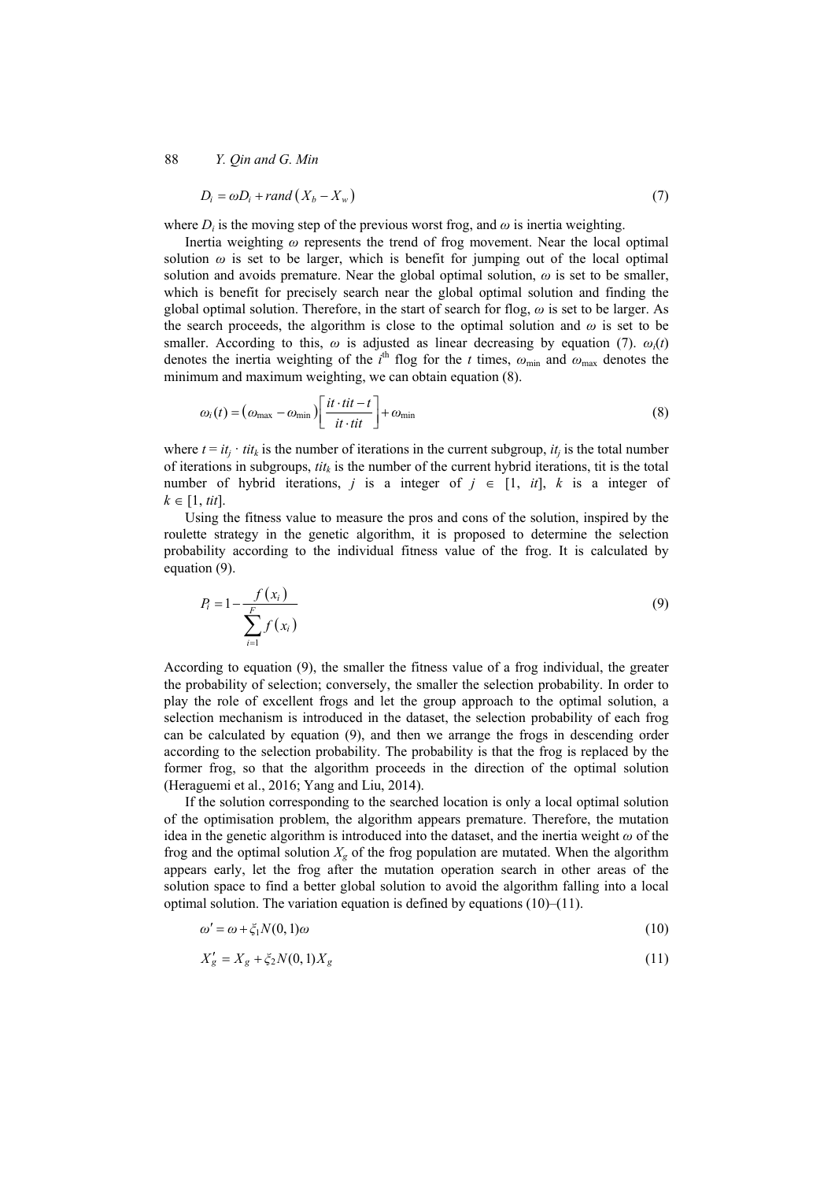$$D_i = \omega D_i + rand\left(X_b - X_w\right) \tag{7}$$

where $D_i$ is the moving step of the previous worst frog, and $\omega$ is inertia weighting.

Inertia weighting $\omega$ represents the trend of frog movement. Near the local optimal solution $\omega$ is set to be larger, which is benefit for jumping out of the local optimal solution and avoids premature. Near the global optimal solution, $\omega$ is set to be smaller, which is benefit for precisely search near the global optimal solution and finding the global optimal solution. Therefore, in the start of search for flog, $\omega$ is set to be larger. As the search proceeds, the algorithm is close to the optimal solution and $\omega$ is set to be smaller. According to this, $\omega$ is adjusted as linear decreasing by equation (7). $\omega_i(t)$ denotes the inertia weighting of the $i^{\text{th}}$ flog for the $t$ times, $\omega_{\min}$ and $\omega_{\max}$ denotes the minimum and maximum weighting, we can obtain equation (8).

$$\omega_i(t) = \left(\omega_{\max} - \omega_{\min}\right)\left[\frac{it \cdot tit - t}{it \cdot tit}\right] + \omega_{\min} \tag{8}$$

where $t = it_j \cdot tit_k$ is the number of iterations in the current subgroup, $it_j$ is the total number of iterations in subgroups, $tit_k$ is the number of the current hybrid iterations, tit is the total number of hybrid iterations, $j$ is a integer of $j \in [1, it]$, $k$ is a integer of $k \in [1, tit]$.

Using the fitness value to measure the pros and cons of the solution, inspired by the roulette strategy in the genetic algorithm, it is proposed to determine the selection probability according to the individual fitness value of the frog. It is calculated by equation (9).

$$P_i = 1 - \frac{f\left(x_i\right)}{\sum_{i=1}^{F} f\left(x_i\right)} \tag{9}$$

According to equation (9), the smaller the fitness value of a frog individual, the greater the probability of selection; conversely, the smaller the selection probability. In order to play the role of excellent frogs and let the group approach to the optimal solution, a selection mechanism is introduced in the dataset, the selection probability of each frog can be calculated by equation (9), and then we arrange the frogs in descending order according to the selection probability. The probability is that the frog is replaced by the former frog, so that the algorithm proceeds in the direction of the optimal solution (Heraguemi et al., 2016; Yang and Liu, 2014).

If the solution corresponding to the searched location is only a local optimal solution of the optimisation problem, the algorithm appears premature. Therefore, the mutation idea in the genetic algorithm is introduced into the dataset, and the inertia weight $\omega$ of the frog and the optimal solution $X_g$ of the frog population are mutated. When the algorithm appears early, let the frog after the mutation operation search in other areas of the solution space to find a better global solution to avoid the algorithm falling into a local optimal solution. The variation equation is defined by equations (10)–(11).

$$\omega' = \omega + \xi_1 N(0,1)\omega \tag{10}$$

$$X_g' = X_g + \xi_2 N(0,1) X_g \tag{11}$$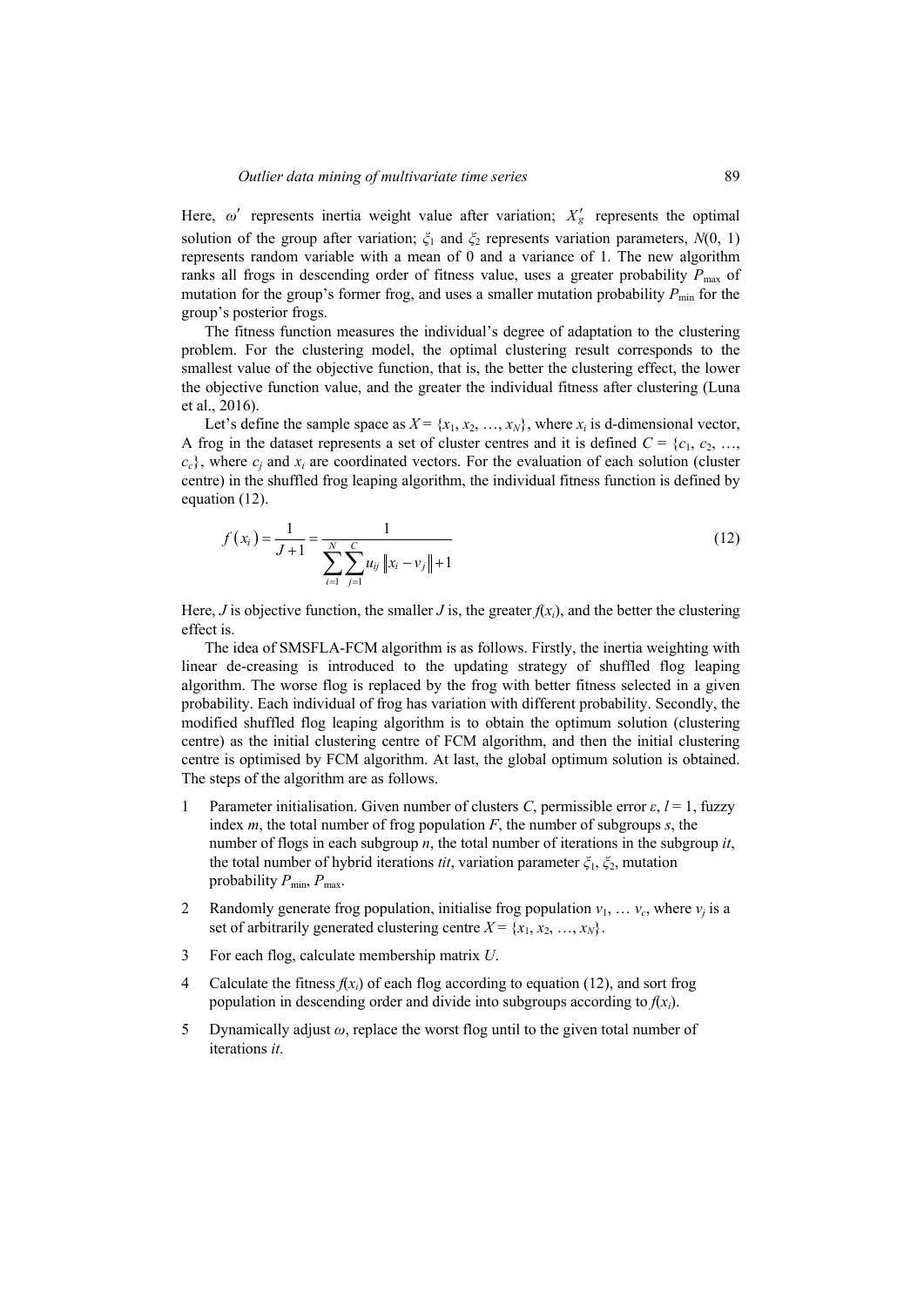Here, $\omega'$ represents inertia weight value after variation; $X_g'$ represents the optimal solution of the group after variation; $\xi_1$ and $\xi_2$ represents variation parameters, $N(0, 1)$ represents random variable with a mean of 0 and a variance of 1. The new algorithm ranks all frogs in descending order of fitness value, uses a greater probability $P_{\max}$ of mutation for the group's former frog, and uses a smaller mutation probability $P_{\min}$ for the group's posterior frogs.

The fitness function measures the individual's degree of adaptation to the clustering problem. For the clustering model, the optimal clustering result corresponds to the smallest value of the objective function, that is, the better the clustering effect, the lower the objective function value, and the greater the individual fitness after clustering (Luna et al., 2016).

Let's define the sample space as $X = \{x_1, x_2, \ldots, x_N\}$, where $x_i$ is d-dimensional vector, A frog in the dataset represents a set of cluster centres and it is defined $C = \{c_1, c_2, \ldots, c_c\}$, where $c_j$ and $x_i$ are coordinated vectors. For the evaluation of each solution (cluster centre) in the shuffled frog leaping algorithm, the individual fitness function is defined by equation (12).

$$f(x_i) = \frac{1}{J+1} = \frac{1}{\sum_{i=1}^{N}\sum_{j=1}^{C} u_{ij} \left\| x_i - v_j \right\| + 1} \tag{12}$$

Here, $J$ is objective function, the smaller $J$ is, the greater $f(x_i)$, and the better the clustering effect is.

The idea of SMSFLA-FCM algorithm is as follows. Firstly, the inertia weighting with linear de-creasing is introduced to the updating strategy of shuffled flog leaping algorithm. The worse flog is replaced by the frog with better fitness selected in a given probability. Each individual of frog has variation with different probability. Secondly, the modified shuffled flog leaping algorithm is to obtain the optimum solution (clustering centre) as the initial clustering centre of FCM algorithm, and then the initial clustering centre is optimised by FCM algorithm. At last, the global optimum solution is obtained. The steps of the algorithm are as follows.

1. Parameter initialisation. Given number of clusters $C$, permissible error $\varepsilon$, $l = 1$, fuzzy index $m$, the total number of frog population $F$, the number of subgroups $s$, the number of flogs in each subgroup $n$, the total number of iterations in the subgroup $it$, the total number of hybrid iterations $tit$, variation parameter $\xi_1$, $\xi_2$, mutation probability $P_{\min}$, $P_{\max}$.
2. Randomly generate frog population, initialise frog population $v_1, \ldots v_c$, where $v_j$ is a set of arbitrarily generated clustering centre $X = \{x_1, x_2, \ldots, x_N\}$.
3. For each flog, calculate membership matrix $U$.
4. Calculate the fitness $f(x_i)$ of each flog according to equation (12), and sort frog population in descending order and divide into subgroups according to $f(x_i)$.
5. Dynamically adjust $\omega$, replace the worst flog until to the given total number of iterations $it$.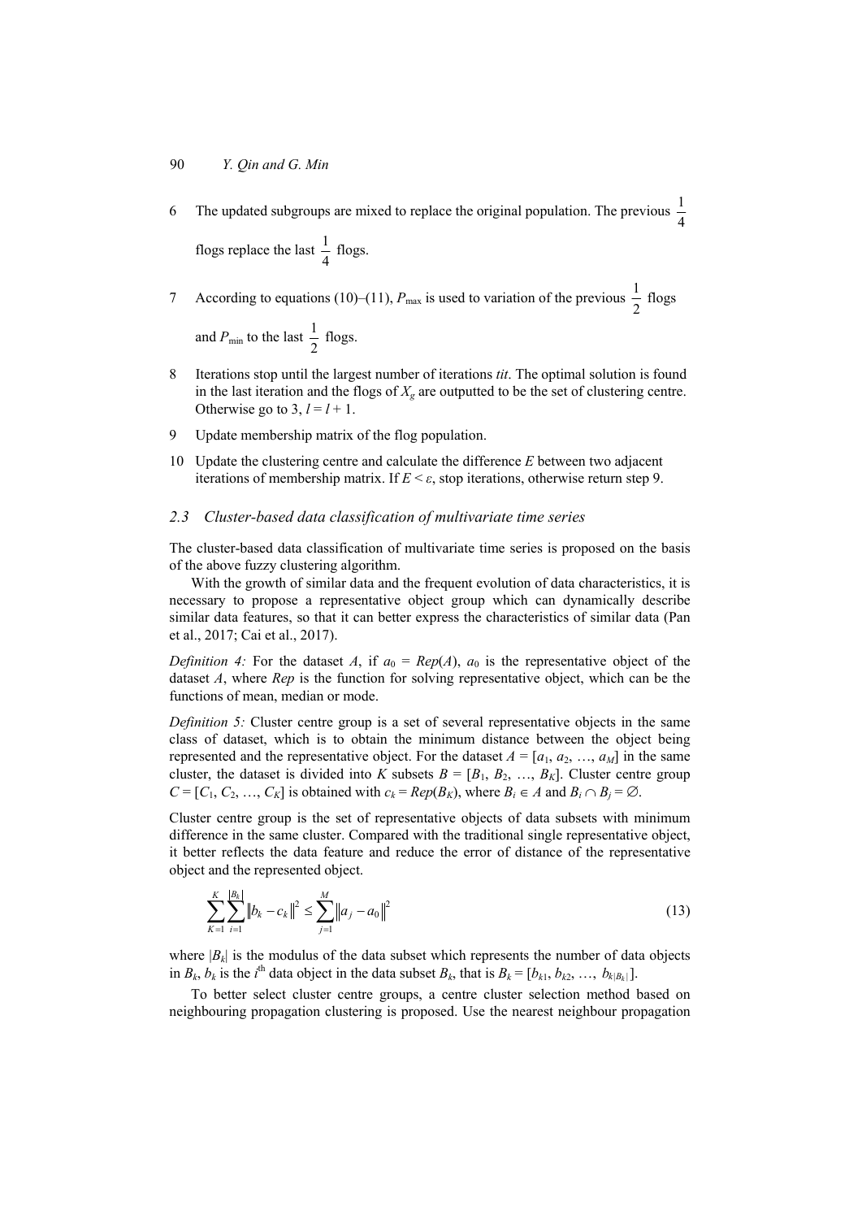6 The updated subgroups are mixed to replace the original population. The previous $\frac{1}{4}$ flogs replace the last $\frac{1}{4}$ flogs.

7 According to equations (10)–(11), $P_{\max}$ is used to variation of the previous $\frac{1}{2}$ flogs and $P_{\min}$ to the last $\frac{1}{2}$ flogs.

8 Iterations stop until the largest number of iterations *tit*. The optimal solution is found in the last iteration and the flogs of $X_g$ are outputted to be the set of clustering centre. Otherwise go to 3, $l = l + 1$.

9 Update membership matrix of the flog population.

10 Update the clustering centre and calculate the difference $E$ between two adjacent iterations of membership matrix. If $E < \varepsilon$, stop iterations, otherwise return step 9.

### *2.3 Cluster-based data classification of multivariate time series*

The cluster-based data classification of multivariate time series is proposed on the basis of the above fuzzy clustering algorithm.

With the growth of similar data and the frequent evolution of data characteristics, it is necessary to propose a representative object group which can dynamically describe similar data features, so that it can better express the characteristics of similar data (Pan et al., 2017; Cai et al., 2017).

*Definition 4:* For the dataset $A$, if $a_0 = Rep(A)$, $a_0$ is the representative object of the dataset $A$, where $Rep$ is the function for solving representative object, which can be the functions of mean, median or mode.

*Definition 5:* Cluster centre group is a set of several representative objects in the same class of dataset, which is to obtain the minimum distance between the object being represented and the representative object. For the dataset $A = [a_1, a_2, \ldots, a_M]$ in the same cluster, the dataset is divided into $K$ subsets $B = [B_1, B_2, \ldots, B_K]$. Cluster centre group $C = [C_1, C_2, \ldots, C_K]$ is obtained with $c_k = Rep(B_K)$, where $B_i \in A$ and $B_i \cap B_j = \varnothing$.

Cluster centre group is the set of representative objects of data subsets with minimum difference in the same cluster. Compared with the traditional single representative object, it better reflects the data feature and reduce the error of distance of the representative object and the represented object.

$$\sum_{K=1}^{K} \sum_{i=1}^{|B_k|} \left\| b_k - c_k \right\|^2 \leq \sum_{j=1}^{M} \left\| a_j - a_0 \right\|^2 \tag{13}$$

where $|B_k|$ is the modulus of the data subset which represents the number of data objects in $B_k$, $b_k$ is the $i^{\text{th}}$ data object in the data subset $B_k$, that is $B_k = [b_{k1}, b_{k2}, \ldots, b_{k|B_k|}]$.

To better select cluster centre groups, a centre cluster selection method based on neighbouring propagation clustering is proposed. Use the nearest neighbour propagation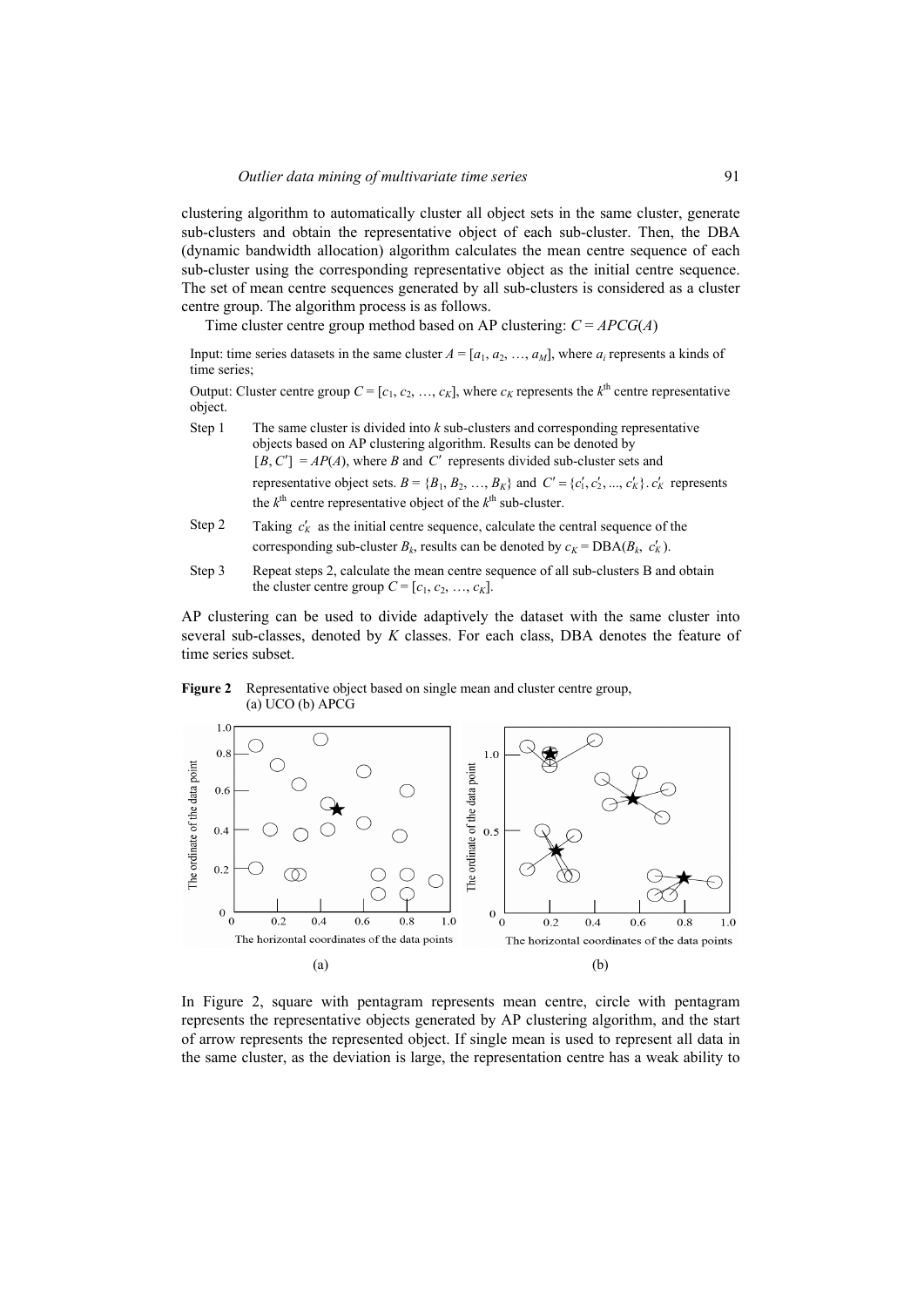clustering algorithm to automatically cluster all object sets in the same cluster, generate sub-clusters and obtain the representative object of each sub-cluster. Then, the DBA (dynamic bandwidth allocation) algorithm calculates the mean centre sequence of each sub-cluster using the corresponding representative object as the initial centre sequence. The set of mean centre sequences generated by all sub-clusters is considered as a cluster centre group. The algorithm process is as follows.

Time cluster centre group method based on AP clustering: $C = APCG(A)$

Input: time series datasets in the same cluster $A = [a_1, a_2, \ldots, a_M]$, where $a_i$ represents a kinds of time series;

Output: Cluster centre group $C = [c_1, c_2, \ldots, c_K]$, where $c_K$ represents the $k^{\text{th}}$ centre representative object.

- Step 1 The same cluster is divided into $k$ sub-clusters and corresponding representative objects based on AP clustering algorithm. Results can be denoted by $[B, C'] = AP(A)$, where $B$ and $C'$ represents divided sub-cluster sets and representative object sets. $B = \{B_1, B_2, \ldots, B_K\}$ and $C' = \{c'_1, c'_2, \ldots, c'_K\}$. $c'_K$ represents the $k^{\text{th}}$ centre representative object of the $k^{\text{th}}$ sub-cluster.
- Step 2 Taking $c'_K$ as the initial centre sequence, calculate the central sequence of the corresponding sub-cluster $B_k$, results can be denoted by $c_K = \text{DBA}(B_k, c'_K)$.
- Step 3 Repeat steps 2, calculate the mean centre sequence of all sub-clusters B and obtain the cluster centre group $C = [c_1, c_2, \ldots, c_K]$.

AP clustering can be used to divide adaptively the dataset with the same cluster into several sub-classes, denoted by $K$ classes. For each class, DBA denotes the feature of time series subset.

**Figure 2** Representative object based on single mean and cluster centre group, (a) UCO (b) APCG

In Figure 2, square with pentagram represents mean centre, circle with pentagram represents the representative objects generated by AP clustering algorithm, and the start of arrow represents the represented object. If single mean is used to represent all data in the same cluster, as the deviation is large, the representation centre has a weak ability to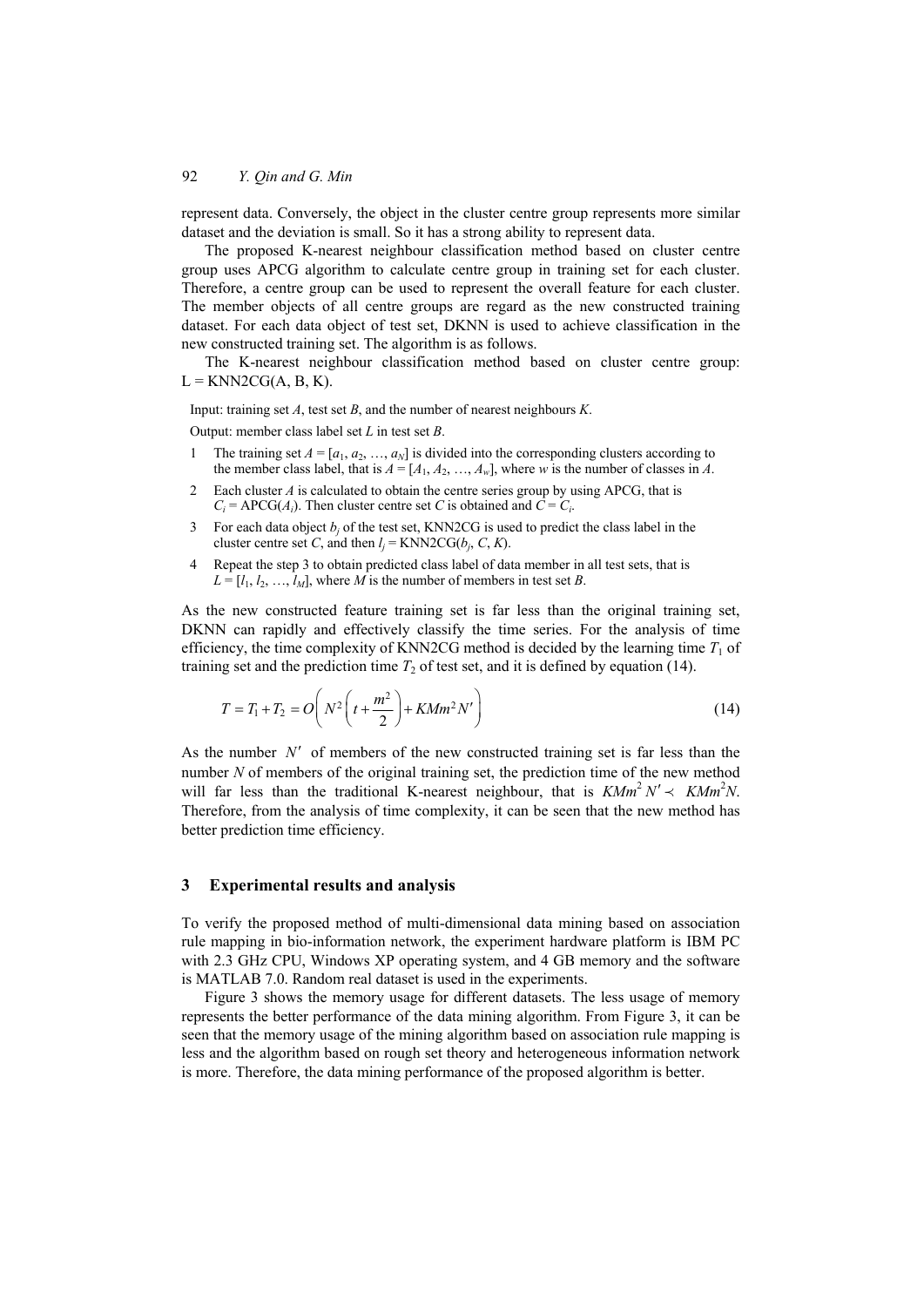represent data. Conversely, the object in the cluster centre group represents more similar dataset and the deviation is small. So it has a strong ability to represent data.

The proposed K-nearest neighbour classification method based on cluster centre group uses APCG algorithm to calculate centre group in training set for each cluster. Therefore, a centre group can be used to represent the overall feature for each cluster. The member objects of all centre groups are regard as the new constructed training dataset. For each data object of test set, DKNN is used to achieve classification in the new constructed training set. The algorithm is as follows.

The K-nearest neighbour classification method based on cluster centre group: L = KNN2CG(A, B, K).

Input: training set $A$, test set $B$, and the number of nearest neighbours $K$.

Output: member class label set $L$ in test set $B$.

1. The training set $A = [a_1, a_2, \ldots, a_N]$ is divided into the corresponding clusters according to the member class label, that is $A = [A_1, A_2, \ldots, A_w]$, where $w$ is the number of classes in $A$.
2. Each cluster $A$ is calculated to obtain the centre series group by using APCG, that is $C_i = \text{APCG}(A_i)$. Then cluster centre set $C$ is obtained and $C = C_i$.
3. For each data object $b_j$ of the test set, KNN2CG is used to predict the class label in the cluster centre set $C$, and then $l_j = \text{KNN2CG}(b_j, C, K)$.
4. Repeat the step 3 to obtain predicted class label of data member in all test sets, that is $L = [l_1, l_2, \ldots, l_M]$, where $M$ is the number of members in test set $B$.

As the new constructed feature training set is far less than the original training set, DKNN can rapidly and effectively classify the time series. For the analysis of time efficiency, the time complexity of KNN2CG method is decided by the learning time $T_1$ of training set and the prediction time $T_2$ of test set, and it is defined by equation (14).

$$T = T_1 + T_2 = O\left( N^2 \left( t + \frac{m^2}{2} \right) + KMm^2 N' \right) \tag{14}$$

As the number $N'$ of members of the new constructed training set is far less than the number $N$ of members of the original training set, the prediction time of the new method will far less than the traditional K-nearest neighbour, that is $KMm^2 N' \prec KMm^2 N$. Therefore, from the analysis of time complexity, it can be seen that the new method has better prediction time efficiency.

## 3 Experimental results and analysis

To verify the proposed method of multi-dimensional data mining based on association rule mapping in bio-information network, the experiment hardware platform is IBM PC with 2.3 GHz CPU, Windows XP operating system, and 4 GB memory and the software is MATLAB 7.0. Random real dataset is used in the experiments.

Figure 3 shows the memory usage for different datasets. The less usage of memory represents the better performance of the data mining algorithm. From Figure 3, it can be seen that the memory usage of the mining algorithm based on association rule mapping is less and the algorithm based on rough set theory and heterogeneous information network is more. Therefore, the data mining performance of the proposed algorithm is better.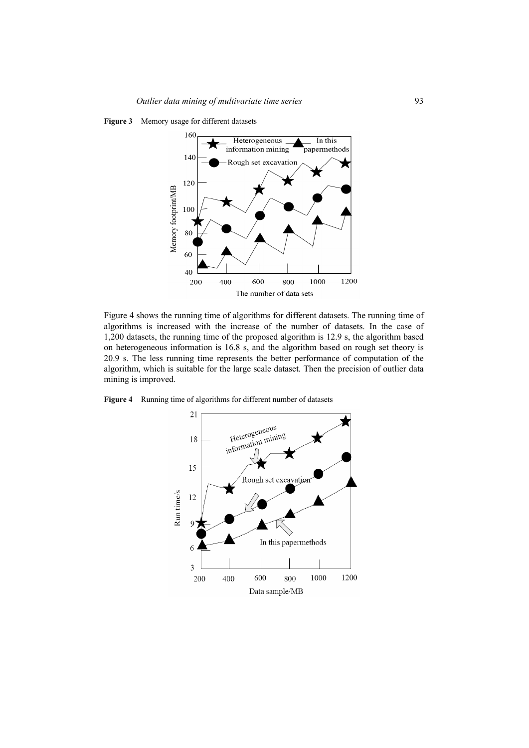**Figure 3** Memory usage for different datasets

Figure 4 shows the running time of algorithms for different datasets. The running time of algorithms is increased with the increase of the number of datasets. In the case of 1,200 datasets, the running time of the proposed algorithm is 12.9 s, the algorithm based on heterogeneous information is 16.8 s, and the algorithm based on rough set theory is 20.9 s. The less running time represents the better performance of computation of the algorithm, which is suitable for the large scale dataset. Then the precision of outlier data mining is improved.

**Figure 4** Running time of algorithms for different number of datasets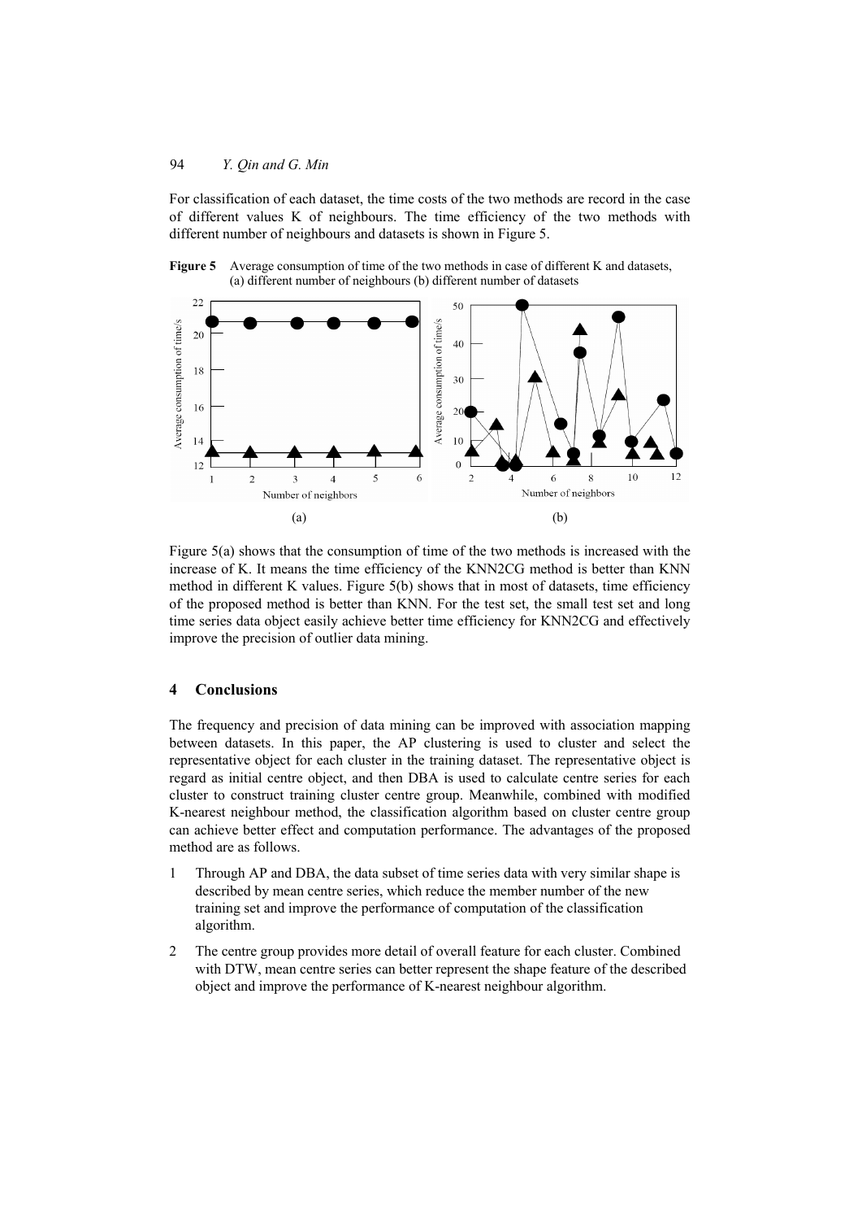For classification of each dataset, the time costs of the two methods are record in the case of different values K of neighbours. The time efficiency of the two methods with different number of neighbours and datasets is shown in Figure 5.

**Figure 5** Average consumption of time of the two methods in case of different K and datasets, (a) different number of neighbours (b) different number of datasets

Figure 5(a) shows that the consumption of time of the two methods is increased with the increase of K. It means the time efficiency of the KNN2CG method is better than KNN method in different K values. Figure 5(b) shows that in most of datasets, time efficiency of the proposed method is better than KNN. For the test set, the small test set and long time series data object easily achieve better time efficiency for KNN2CG and effectively improve the precision of outlier data mining.

## 4 Conclusions

The frequency and precision of data mining can be improved with association mapping between datasets. In this paper, the AP clustering is used to cluster and select the representative object for each cluster in the training dataset. The representative object is regard as initial centre object, and then DBA is used to calculate centre series for each cluster to construct training cluster centre group. Meanwhile, combined with modified K-nearest neighbour method, the classification algorithm based on cluster centre group can achieve better effect and computation performance. The advantages of the proposed method are as follows.

1. Through AP and DBA, the data subset of time series data with very similar shape is described by mean centre series, which reduce the member number of the new training set and improve the performance of computation of the classification algorithm.
2. The centre group provides more detail of overall feature for each cluster. Combined with DTW, mean centre series can better represent the shape feature of the described object and improve the performance of K-nearest neighbour algorithm.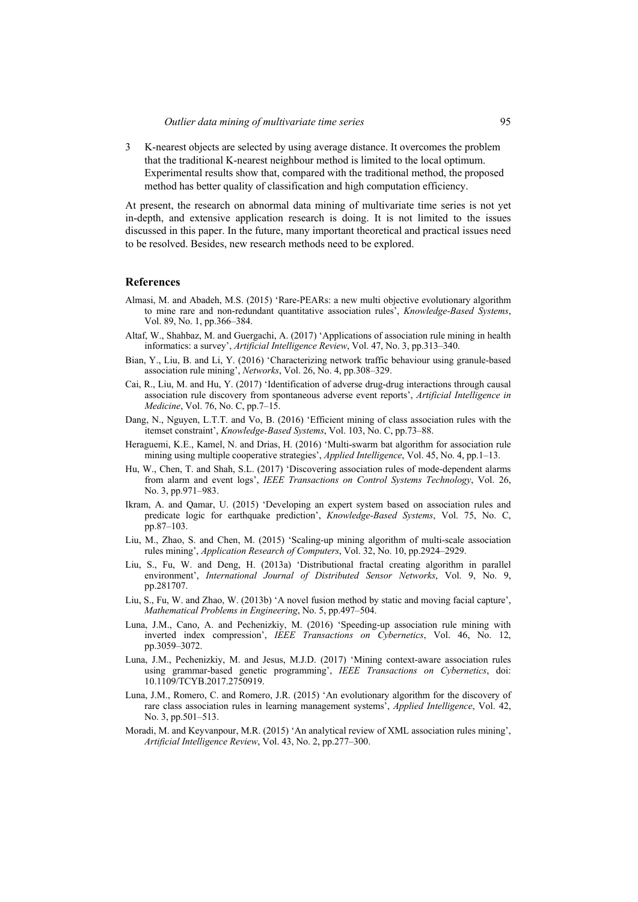3 K-nearest objects are selected by using average distance. It overcomes the problem that the traditional K-nearest neighbour method is limited to the local optimum. Experimental results show that, compared with the traditional method, the proposed method has better quality of classification and high computation efficiency.

At present, the research on abnormal data mining of multivariate time series is not yet in-depth, and extensive application research is doing. It is not limited to the issues discussed in this paper. In the future, many important theoretical and practical issues need to be resolved. Besides, new research methods need to be explored.

## References

Almasi, M. and Abadeh, M.S. (2015) 'Rare-PEARs: a new multi objective evolutionary algorithm to mine rare and non-redundant quantitative association rules', *Knowledge-Based Systems*, Vol. 89, No. 1, pp.366–384.

Altaf, W., Shahbaz, M. and Guergachi, A. (2017) 'Applications of association rule mining in health informatics: a survey', *Artificial Intelligence Review*, Vol. 47, No. 3, pp.313–340.

Bian, Y., Liu, B. and Li, Y. (2016) 'Characterizing network traffic behaviour using granule-based association rule mining', *Networks*, Vol. 26, No. 4, pp.308–329.

Cai, R., Liu, M. and Hu, Y. (2017) 'Identification of adverse drug-drug interactions through causal association rule discovery from spontaneous adverse event reports', *Artificial Intelligence in Medicine*, Vol. 76, No. C, pp.7–15.

Dang, N., Nguyen, L.T.T. and Vo, B. (2016) 'Efficient mining of class association rules with the itemset constraint', *Knowledge-Based Systems*, Vol. 103, No. C, pp.73–88.

Heraguemi, K.E., Kamel, N. and Drias, H. (2016) 'Multi-swarm bat algorithm for association rule mining using multiple cooperative strategies', *Applied Intelligence*, Vol. 45, No. 4, pp.1–13.

Hu, W., Chen, T. and Shah, S.L. (2017) 'Discovering association rules of mode-dependent alarms from alarm and event logs', *IEEE Transactions on Control Systems Technology*, Vol. 26, No. 3, pp.971–983.

Ikram, A. and Qamar, U. (2015) 'Developing an expert system based on association rules and predicate logic for earthquake prediction', *Knowledge-Based Systems*, Vol. 75, No. C, pp.87–103.

Liu, M., Zhao, S. and Chen, M. (2015) 'Scaling-up mining algorithm of multi-scale association rules mining', *Application Research of Computers*, Vol. 32, No. 10, pp.2924–2929.

Liu, S., Fu, W. and Deng, H. (2013a) 'Distributional fractal creating algorithm in parallel environment', *International Journal of Distributed Sensor Networks*, Vol. 9, No. 9, pp.281707.

Liu, S., Fu, W. and Zhao, W. (2013b) 'A novel fusion method by static and moving facial capture', *Mathematical Problems in Engineering*, No. 5, pp.497–504.

Luna, J.M., Cano, A. and Pechenizkiy, M. (2016) 'Speeding-up association rule mining with inverted index compression', *IEEE Transactions on Cybernetics*, Vol. 46, No. 12, pp.3059–3072.

Luna, J.M., Pechenizkiy, M. and Jesus, M.J.D. (2017) 'Mining context-aware association rules using grammar-based genetic programming', *IEEE Transactions on Cybernetics*, doi: 10.1109/TCYB.2017.2750919.

Luna, J.M., Romero, C. and Romero, J.R. (2015) 'An evolutionary algorithm for the discovery of rare class association rules in learning management systems', *Applied Intelligence*, Vol. 42, No. 3, pp.501–513.

Moradi, M. and Keyvanpour, M.R. (2015) 'An analytical review of XML association rules mining', *Artificial Intelligence Review*, Vol. 43, No. 2, pp.277–300.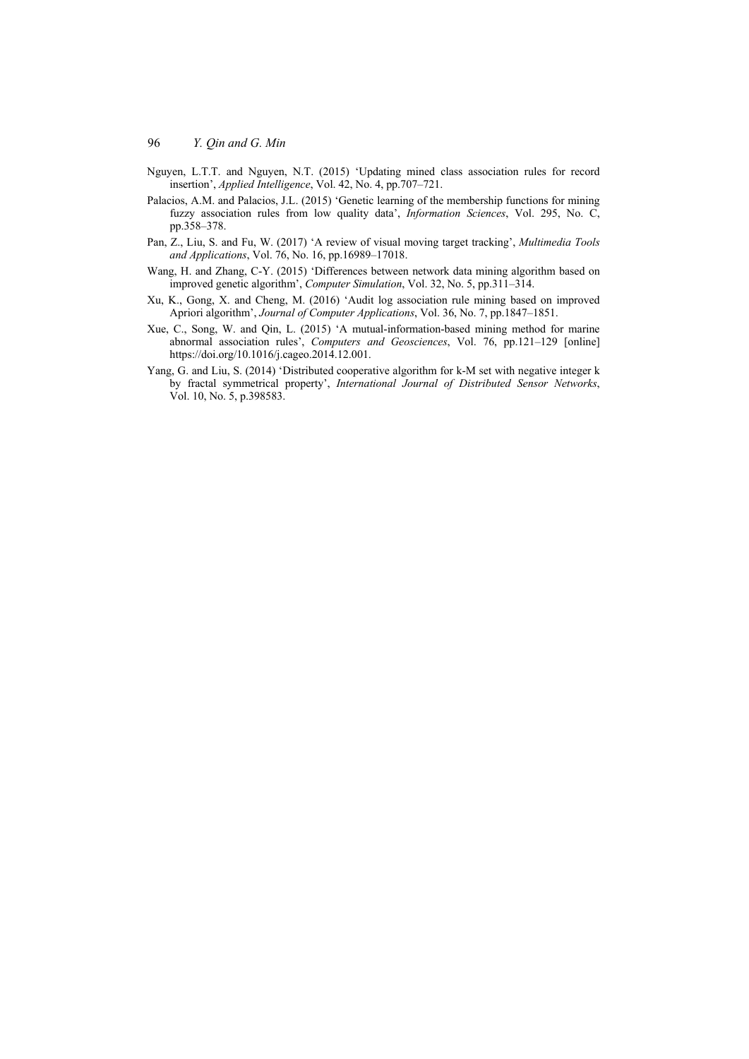Nguyen, L.T.T. and Nguyen, N.T. (2015) 'Updating mined class association rules for record insertion', *Applied Intelligence*, Vol. 42, No. 4, pp.707–721.

Palacios, A.M. and Palacios, J.L. (2015) 'Genetic learning of the membership functions for mining fuzzy association rules from low quality data', *Information Sciences*, Vol. 295, No. C, pp.358–378.

Pan, Z., Liu, S. and Fu, W. (2017) 'A review of visual moving target tracking', *Multimedia Tools and Applications*, Vol. 76, No. 16, pp.16989–17018.

Wang, H. and Zhang, C-Y. (2015) 'Differences between network data mining algorithm based on improved genetic algorithm', *Computer Simulation*, Vol. 32, No. 5, pp.311–314.

Xu, K., Gong, X. and Cheng, M. (2016) 'Audit log association rule mining based on improved Apriori algorithm', *Journal of Computer Applications*, Vol. 36, No. 7, pp.1847–1851.

Xue, C., Song, W. and Qin, L. (2015) 'A mutual-information-based mining method for marine abnormal association rules', *Computers and Geosciences*, Vol. 76, pp.121–129 [online] https://doi.org/10.1016/j.cageo.2014.12.001.

Yang, G. and Liu, S. (2014) 'Distributed cooperative algorithm for k-M set with negative integer k by fractal symmetrical property', *International Journal of Distributed Sensor Networks*, Vol. 10, No. 5, p.398583.